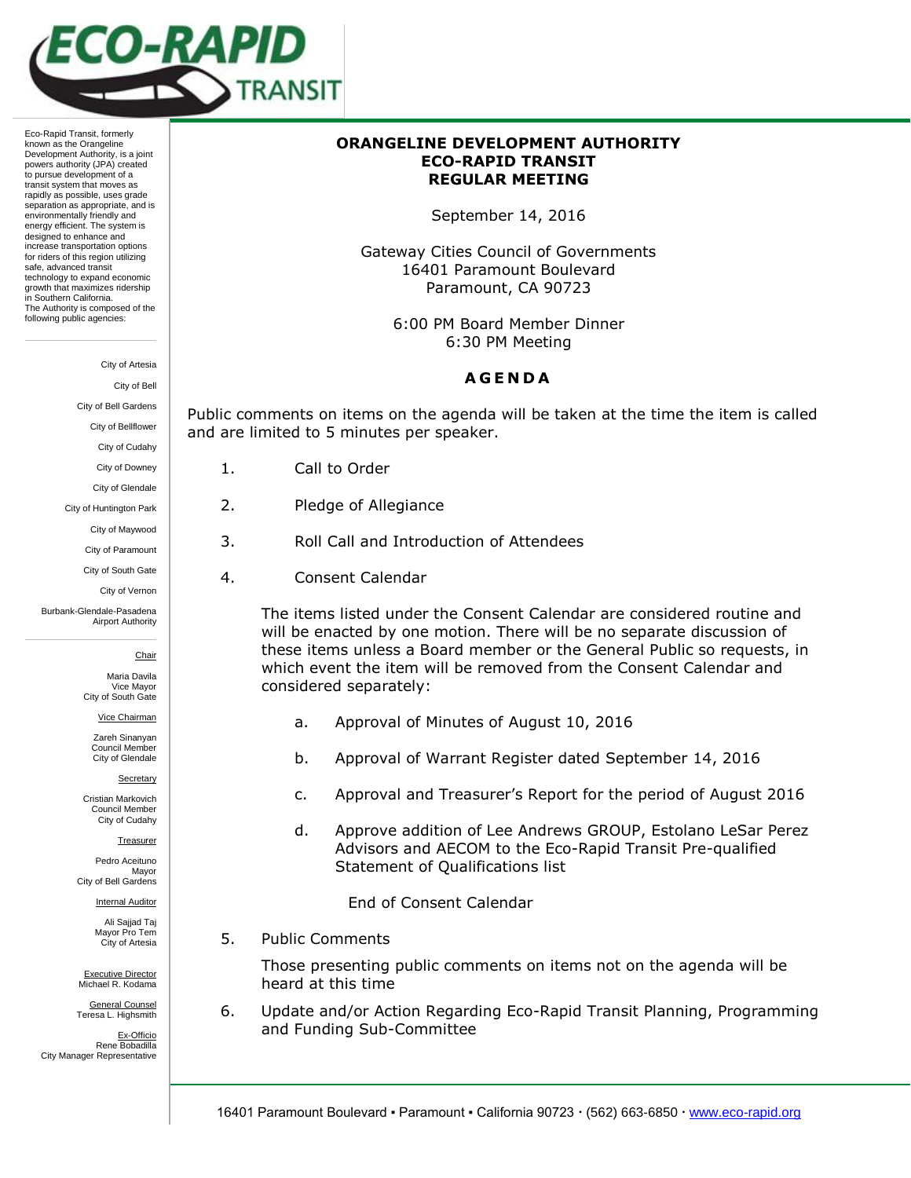Eco-Rapid Transit, formerly known as the Orangeline Development Authority, is a joint powers authority (JPA) created to pursue development of a transit system that moves as rapidly as possible, uses grade separation as appropriate, and is environmentally friendly and energy efficient. The system is designed to enhance and increase transportation options for riders of this region utilizing safe, advanced transit technology to expand economic growth that maximizes ridership in Southern California.
The Authority is composed of the following public agencies:

City of Artesia
City of Bell
City of Bell Gardens
City of Bellflower
City of Cudahy
City of Downey
City of Glendale
City of Huntington Park
City of Maywood
City of Paramount
City of South Gate
City of Vernon
Burbank-Glendale-Pasadena Airport Authority

Chair
Maria Davila
Vice Mayor
City of South Gate

Vice Chairman
Zareh Sinanyan
Council Member
City of Glendale

Secretary
Cristian Markovich
Council Member
City of Cudahy

Treasurer
Pedro Aceituno
Mayor
City of Bell Gardens

Internal Auditor
Ali Sajjad Taj
Mayor Pro Tem
City of Artesia

Executive Director
Michael R. Kodama

General Counsel
Teresa L. Highsmith

Ex-Officio
Rene Bobadilla
City Manager Representative

# ORANGELINE DEVELOPMENT AUTHORITY
# ECO-RAPID TRANSIT
# REGULAR MEETING

September 14, 2016

Gateway Cities Council of Governments
16401 Paramount Boulevard
Paramount, CA 90723

6:00 PM Board Member Dinner
6:30 PM Meeting

## AGENDA

Public comments on items on the agenda will be taken at the time the item is called and are limited to 5 minutes per speaker.

1. Call to Order
2. Pledge of Allegiance
3. Roll Call and Introduction of Attendees
4. Consent Calendar

   The items listed under the Consent Calendar are considered routine and will be enacted by one motion. There will be no separate discussion of these items unless a Board member or the General Public so requests, in which event the item will be removed from the Consent Calendar and considered separately:

   a. Approval of Minutes of August 10, 2016
   b. Approval of Warrant Register dated September 14, 2016
   c. Approval and Treasurer's Report for the period of August 2016
   d. Approve addition of Lee Andrews GROUP, Estolano LeSar Perez Advisors and AECOM to the Eco-Rapid Transit Pre-qualified Statement of Qualifications list

   End of Consent Calendar

5. Public Comments

   Those presenting public comments on items not on the agenda will be heard at this time

6. Update and/or Action Regarding Eco-Rapid Transit Planning, Programming and Funding Sub-Committee

16401 Paramount Boulevard ▪ Paramount ▪ California 90723 · (562) 663-6850 · www.eco-rapid.org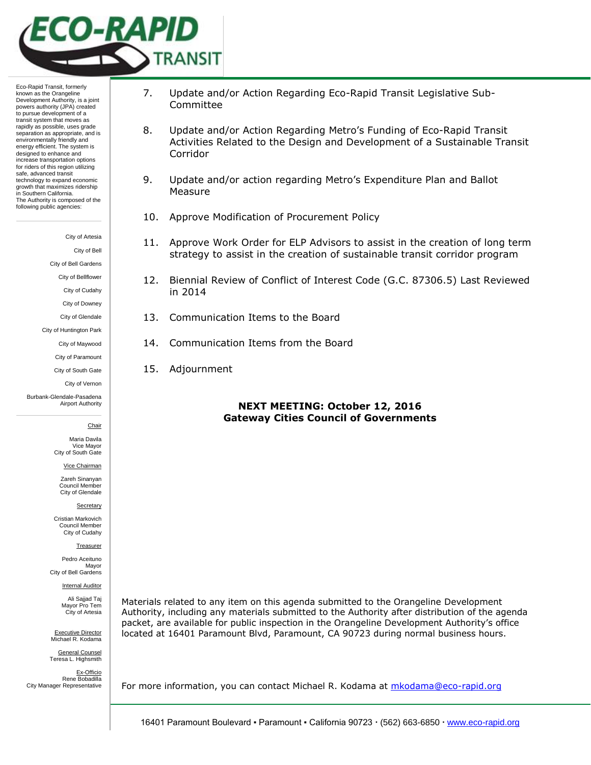Eco-Rapid Transit, formerly known as the Orangeline Development Authority, is a joint powers authority (JPA) created to pursue development of a transit system that moves as rapidly as possible, uses grade separation as appropriate, and is environmentally friendly and energy efficient. The system is designed to enhance and increase transportation options for riders of this region utilizing safe, advanced transit technology to expand economic growth that maximizes ridership in Southern California. The Authority is composed of the following public agencies:

City of Artesia
City of Bell
City of Bell Gardens
City of Bellflower
City of Cudahy
City of Downey
City of Glendale
City of Huntington Park
City of Maywood
City of Paramount
City of South Gate
City of Vernon
Burbank-Glendale-Pasadena Airport Authority

Chair
Maria Davila
Vice Mayor
City of South Gate

Vice Chairman
Zareh Sinanyan
Council Member
City of Glendale

Secretary
Cristian Markovich
Council Member
City of Cudahy

Treasurer
Pedro Aceituno
Mayor
City of Bell Gardens

Internal Auditor
Ali Sajjad Taj
Mayor Pro Tem
City of Artesia

Executive Director
Michael R. Kodama

General Counsel
Teresa L. Highsmith

Ex-Officio
Rene Bobadilla
City Manager Representative

7. Update and/or Action Regarding Eco-Rapid Transit Legislative Sub-Committee

8. Update and/or Action Regarding Metro's Funding of Eco-Rapid Transit Activities Related to the Design and Development of a Sustainable Transit Corridor

9. Update and/or action regarding Metro's Expenditure Plan and Ballot Measure

10. Approve Modification of Procurement Policy

11. Approve Work Order for ELP Advisors to assist in the creation of long term strategy to assist in the creation of sustainable transit corridor program

12. Biennial Review of Conflict of Interest Code (G.C. 87306.5) Last Reviewed in 2014

13. Communication Items to the Board

14. Communication Items from the Board

15. Adjournment

**NEXT MEETING: October 12, 2016**
**Gateway Cities Council of Governments**

Materials related to any item on this agenda submitted to the Orangeline Development Authority, including any materials submitted to the Authority after distribution of the agenda packet, are available for public inspection in the Orangeline Development Authority's office located at 16401 Paramount Blvd, Paramount, CA 90723 during normal business hours.

For more information, you can contact Michael R. Kodama at mkodama@eco-rapid.org

16401 Paramount Boulevard ▪ Paramount ▪ California 90723 · (562) 663-6850 · www.eco-rapid.org